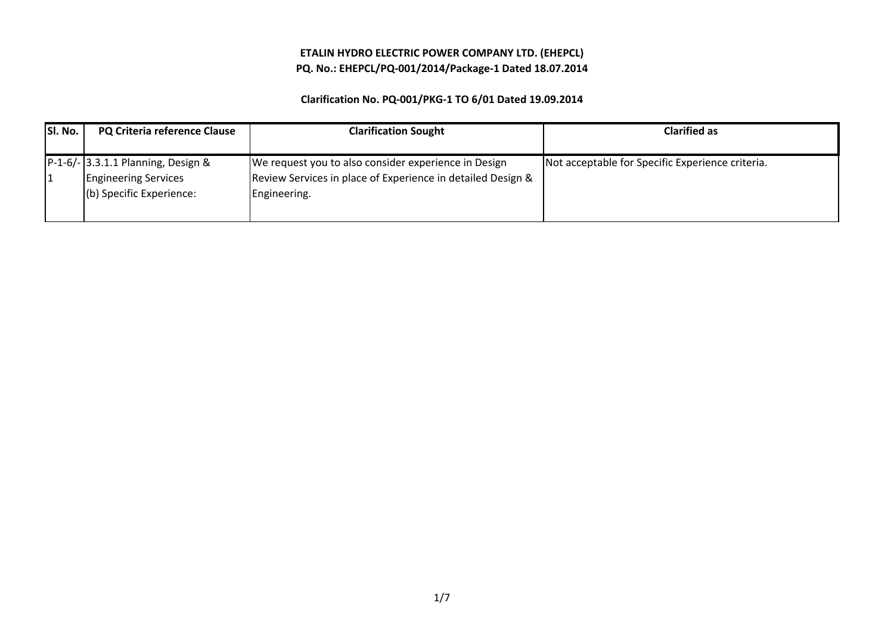**ETALIN HYDRO ELECTRIC POWER COMPANY LTD. (EHEPCL)**

**PQ. No.: EHEPCL/PQ-001/2014/Package-1 Dated 18.07.2014**

**Clarification No. PQ-001/PKG-1 TO 6/01 Dated 19.09.2014**

| Sl. No. | PQ Criteria reference Clause | Clarification Sought | Clarified as |
|---|---|---|---|
| P-1-6/-1 | 3.3.1.1 Planning, Design & Engineering Services (b) Specific Experience: | We request you to also consider experience in Design Review Services in place of Experience in detailed Design & Engineering. | Not acceptable for Specific Experience criteria. |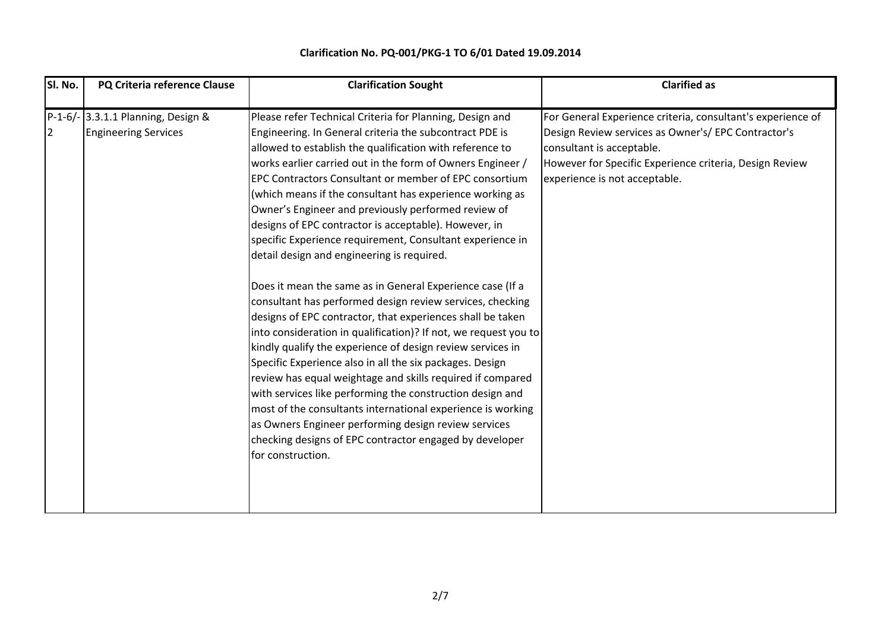**Clarification No. PQ-001/PKG-1 TO 6/01 Dated 19.09.2014**

| Sl. No. | PQ Criteria reference Clause | Clarification Sought | Clarified as |
|---|---|---|---|
| P-1-6/-2 | 3.3.1.1 Planning, Design & Engineering Services | Please refer Technical Criteria for Planning, Design and Engineering. In General criteria the subcontract PDE is allowed to establish the qualification with reference to works earlier carried out in the form of Owners Engineer / EPC Contractors Consultant or member of EPC consortium (which means if the consultant has experience working as Owner's Engineer and previously performed review of designs of EPC contractor is acceptable). However, in specific Experience requirement, Consultant experience in detail design and engineering is required.<br><br>Does it mean the same as in General Experience case (If a consultant has performed design review services, checking designs of EPC contractor, that experiences shall be taken into consideration in qualification)? If not, we request you to kindly qualify the experience of design review services in Specific Experience also in all the six packages. Design review has equal weightage and skills required if compared with services like performing the construction design and most of the consultants international experience is working as Owners Engineer performing design review services checking designs of EPC contractor engaged by developer for construction. | For General Experience criteria, consultant's experience of Design Review services as Owner's/ EPC Contractor's consultant is acceptable.<br>However for Specific Experience criteria, Design Review experience is not acceptable. |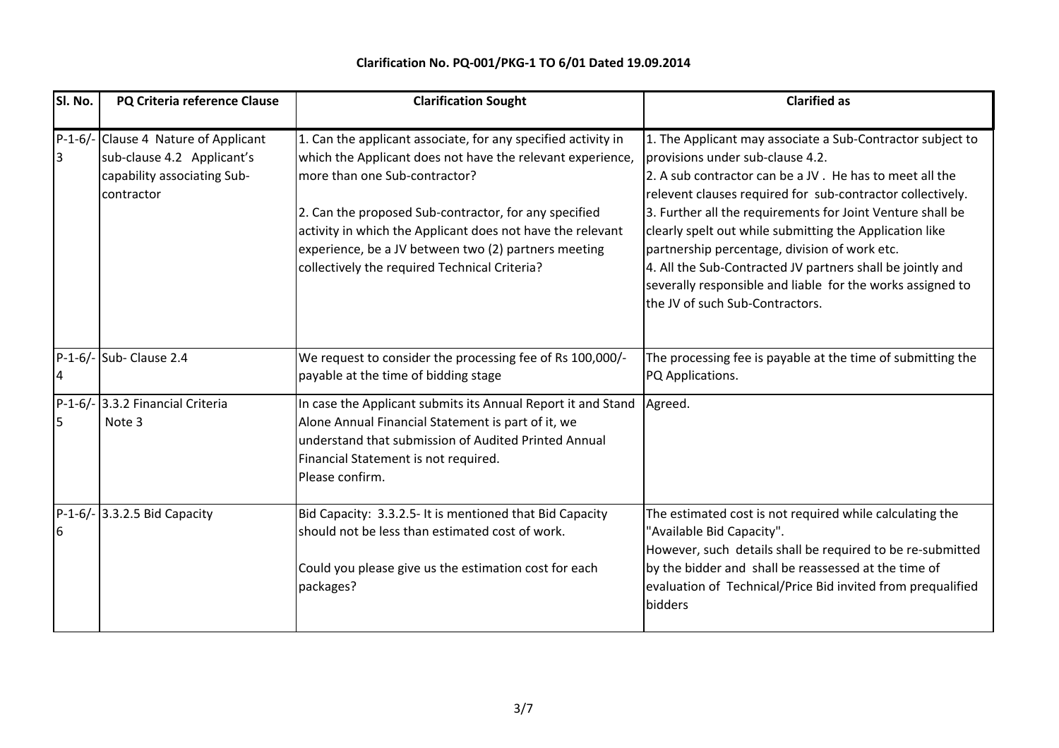**Clarification No. PQ-001/PKG-1 TO 6/01 Dated 19.09.2014**

| Sl. No. | PQ Criteria reference Clause | Clarification Sought | Clarified as |
|---|---|---|---|
| P-1-6/-3 | Clause 4 Nature of Applicant sub-clause 4.2 Applicant's capability associating Sub-contractor | 1. Can the applicant associate, for any specified activity in which the Applicant does not have the relevant experience, more than one Sub-contractor?<br><br>2. Can the proposed Sub-contractor, for any specified activity in which the Applicant does not have the relevant experience, be a JV between two (2) partners meeting collectively the required Technical Criteria? | 1. The Applicant may associate a Sub-Contractor subject to provisions under sub-clause 4.2.<br>2. A sub contractor can be a JV . He has to meet all the relevent clauses required for sub-contractor collectively.<br>3. Further all the requirements for Joint Venture shall be clearly spelt out while submitting the Application like partnership percentage, division of work etc.<br>4. All the Sub-Contracted JV partners shall be jointly and severally responsible and liable for the works assigned to the JV of such Sub-Contractors. |
| P-1-6/-4 | Sub- Clause 2.4 | We request to consider the processing fee of Rs 100,000/- payable at the time of bidding stage | The processing fee is payable at the time of submitting the PQ Applications. |
| P-1-6/-5 | 3.3.2 Financial Criteria Note 3 | In case the Applicant submits its Annual Report it and Stand Alone Annual Financial Statement is part of it, we understand that submission of Audited Printed Annual Financial Statement is not required.<br>Please confirm. | Agreed. |
| P-1-6/-6 | 3.3.2.5 Bid Capacity | Bid Capacity: 3.3.2.5- It is mentioned that Bid Capacity should not be less than estimated cost of work.<br><br>Could you please give us the estimation cost for each packages? | The estimated cost is not required while calculating the "Available Bid Capacity".<br>However, such details shall be required to be re-submitted by the bidder and shall be reassessed at the time of evaluation of Technical/Price Bid invited from prequalified bidders |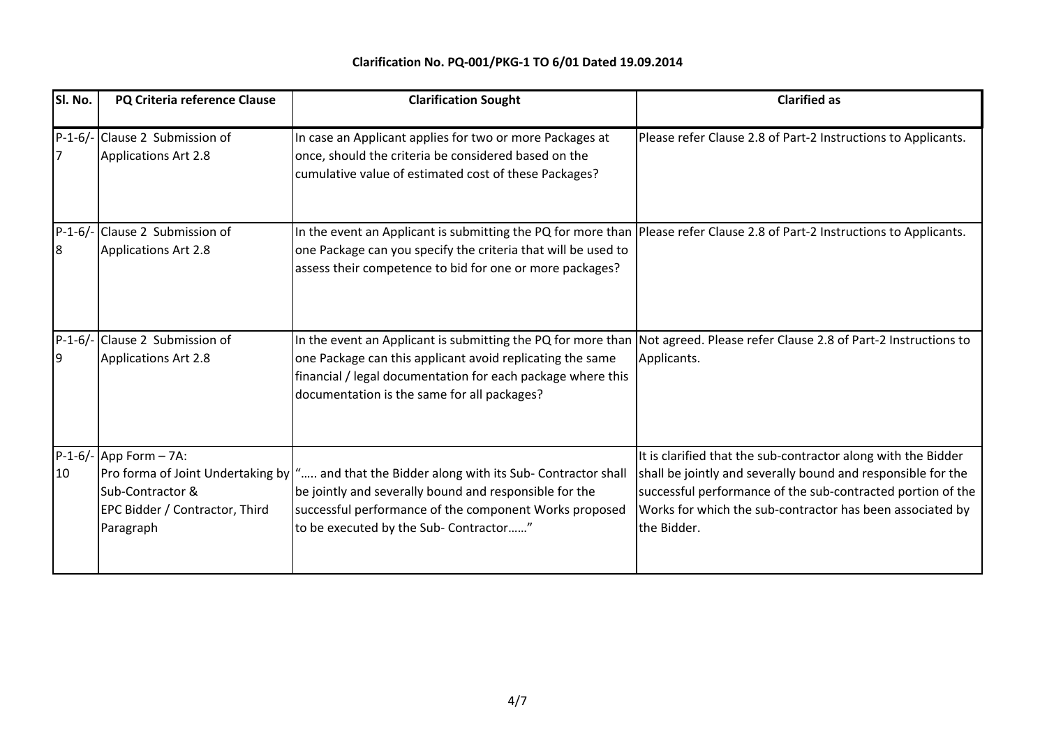**Clarification No. PQ-001/PKG-1 TO 6/01 Dated 19.09.2014**

| Sl. No. | PQ Criteria reference Clause | Clarification Sought | Clarified as |
|---|---|---|---|
| P-1-6/-7 | Clause 2 Submission of Applications Art 2.8 | In case an Applicant applies for two or more Packages at once, should the criteria be considered based on the cumulative value of estimated cost of these Packages? | Please refer Clause 2.8 of Part-2 Instructions to Applicants. |
| P-1-6/-8 | Clause 2 Submission of Applications Art 2.8 | In the event an Applicant is submitting the PQ for more than one Package can you specify the criteria that will be used to assess their competence to bid for one or more packages? | Please refer Clause 2.8 of Part-2 Instructions to Applicants. |
| P-1-6/-9 | Clause 2 Submission of Applications Art 2.8 | In the event an Applicant is submitting the PQ for more than one Package can this applicant avoid replicating the same financial / legal documentation for each package where this documentation is the same for all packages? | Not agreed. Please refer Clause 2.8 of Part-2 Instructions to Applicants. |
| P-1-6/-10 | App Form – 7A: Pro forma of Joint Undertaking by Sub-Contractor & EPC Bidder / Contractor, Third Paragraph | "….. and that the Bidder along with its Sub- Contractor shall be jointly and severally bound and responsible for the successful performance of the component Works proposed to be executed by the Sub- Contractor……" | It is clarified that the sub-contractor along with the Bidder shall be jointly and severally bound and responsible for the successful performance of the sub-contracted portion of the Works for which the sub-contractor has been associated by the Bidder. |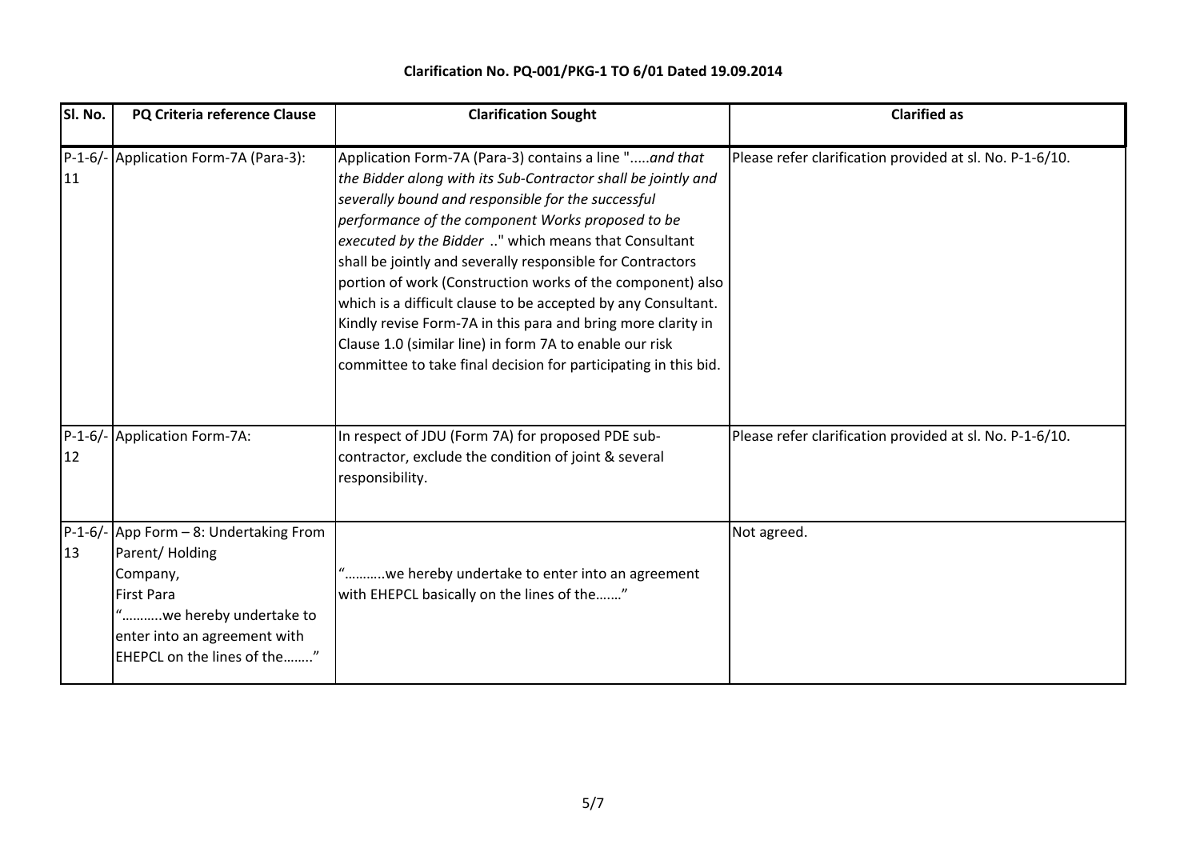**Clarification No. PQ-001/PKG-1 TO 6/01 Dated 19.09.2014**

| Sl. No. | PQ Criteria reference Clause | Clarification Sought | Clarified as |
|---|---|---|---|
| P-1-6/-11 | Application Form-7A (Para-3): | Application Form-7A (Para-3) contains a line ".....*and that the Bidder along with its Sub-Contractor shall be jointly and severally bound and responsible for the successful performance of the component Works proposed to be executed by the Bidder* .." which means that Consultant shall be jointly and severally responsible for Contractors portion of work (Construction works of the component) also which is a difficult clause to be accepted by any Consultant. Kindly revise Form-7A in this para and bring more clarity in Clause 1.0 (similar line) in form 7A to enable our risk committee to take final decision for participating in this bid. | Please refer clarification provided at sl. No. P-1-6/10. |
| P-1-6/-12 | Application Form-7A: | In respect of JDU (Form 7A) for proposed PDE sub-contractor, exclude the condition of joint & several responsibility. | Please refer clarification provided at sl. No. P-1-6/10. |
| P-1-6/-13 | App Form – 8: Undertaking From Parent/ Holding Company, First Para "………..we hereby undertake to enter into an agreement with EHEPCL on the lines of the…….." | "………..we hereby undertake to enter into an agreement with EHEPCL basically on the lines of the……." | Not agreed. |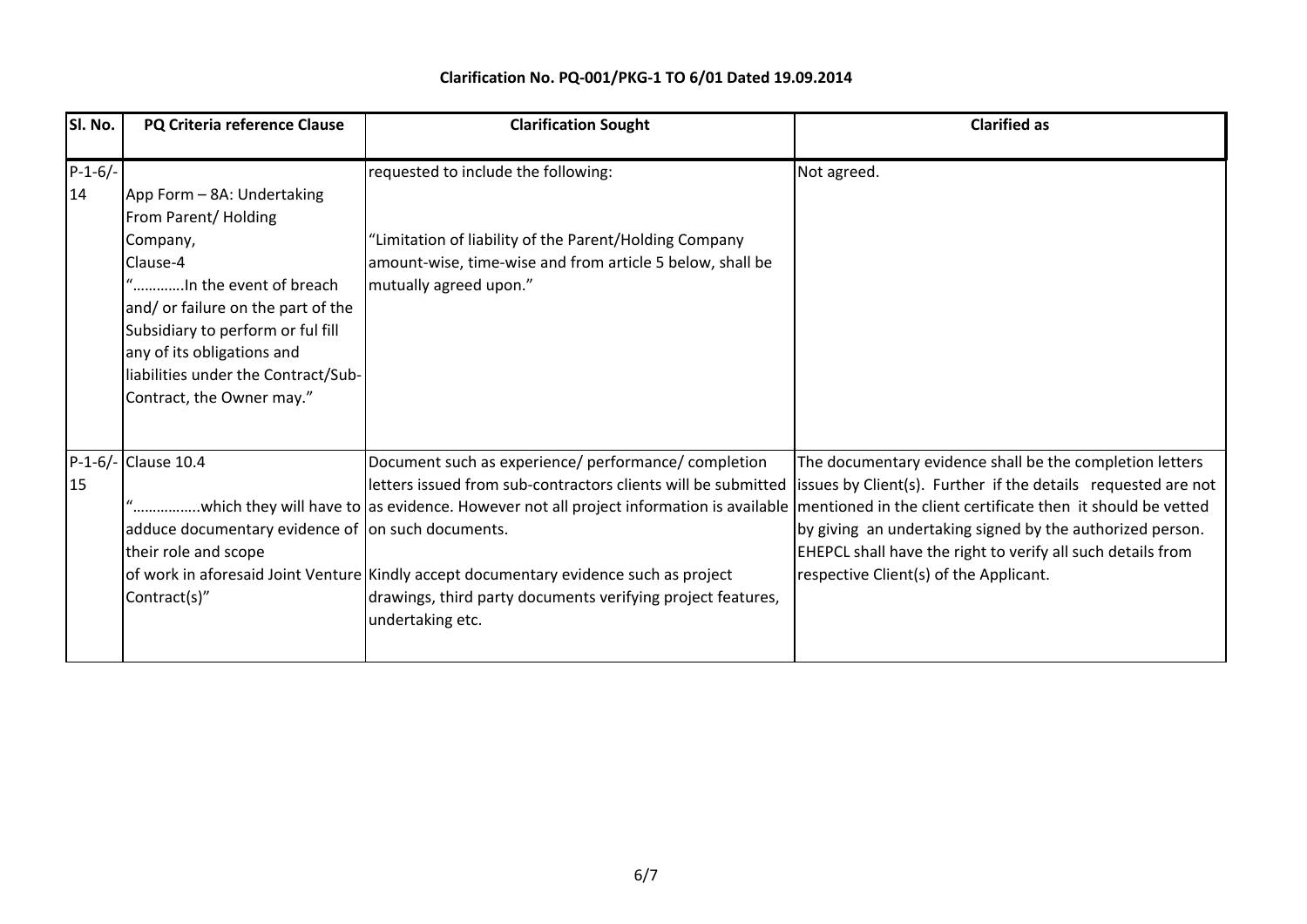**Clarification No. PQ-001/PKG-1 TO 6/01 Dated 19.09.2014**

| Sl. No. | PQ Criteria reference Clause | Clarification Sought | Clarified as |
|---|---|---|---|
| P-1-6/-14 | App Form – 8A: Undertaking From Parent/ Holding Company, Clause-4 "………….In the event of breach and/ or failure on the part of the Subsidiary to perform or ful fill any of its obligations and liabilities under the Contract/Sub-Contract, the Owner may." | requested to include the following: "Limitation of liability of the Parent/Holding Company amount-wise, time-wise and from article 5 below, shall be mutually agreed upon." | Not agreed. |
| P-1-6/-15 | Clause 10.4 "……………..which they will have to adduce documentary evidence of their role and scope of work in aforesaid Joint Venture Contract(s)" | Document such as experience/ performance/ completion letters issued from sub-contractors clients will be submitted as evidence. However not all project information is available on such documents. Kindly accept documentary evidence such as project drawings, third party documents verifying project features, undertaking etc. | The documentary evidence shall be the completion letters issues by Client(s). Further if the details requested are not mentioned in the client certificate then it should be vetted by giving an undertaking signed by the authorized person. EHEPCL shall have the right to verify all such details from respective Client(s) of the Applicant. |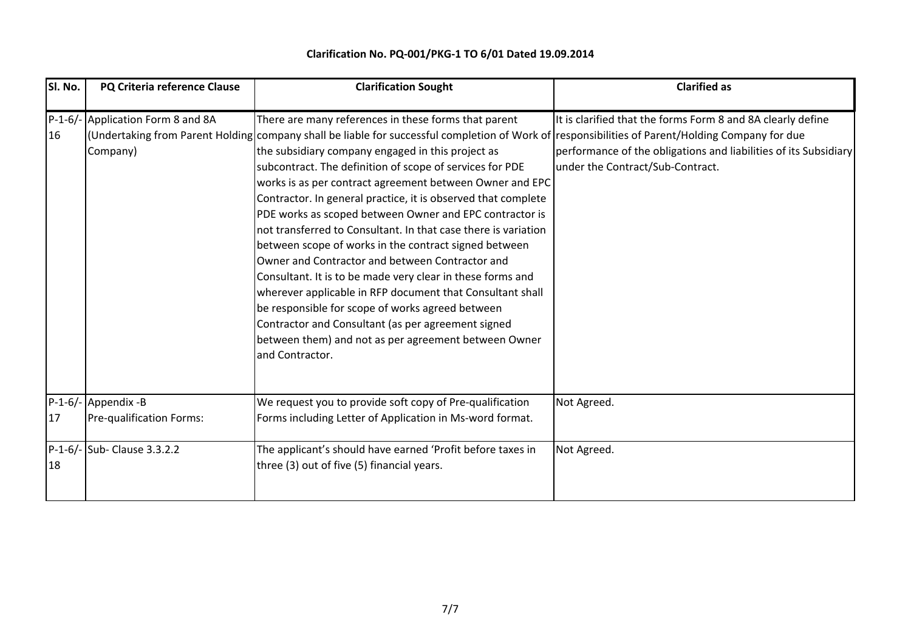**Clarification No. PQ-001/PKG-1 TO 6/01 Dated 19.09.2014**

| Sl. No. | PQ Criteria reference Clause | Clarification Sought | Clarified as |
|---|---|---|---|
| P-1-6/-16 | Application Form 8 and 8A (Undertaking from Parent Holding Company) | There are many references in these forms that parent company shall be liable for successful completion of Work of the subsidiary company engaged in this project as subcontract. The definition of scope of services for PDE works is as per contract agreement between Owner and EPC Contractor. In general practice, it is observed that complete PDE works as scoped between Owner and EPC contractor is not transferred to Consultant. In that case there is variation between scope of works in the contract signed between Owner and Contractor and between Contractor and Consultant. It is to be made very clear in these forms and wherever applicable in RFP document that Consultant shall be responsible for scope of works agreed between Contractor and Consultant (as per agreement signed between them) and not as per agreement between Owner and Contractor. | It is clarified that the forms Form 8 and 8A clearly define responsibilities of Parent/Holding Company for due performance of the obligations and liabilities of its Subsidiary under the Contract/Sub-Contract. |
| P-1-6/-17 | Appendix -B Pre-qualification Forms: | We request you to provide soft copy of Pre-qualification Forms including Letter of Application in Ms-word format. | Not Agreed. |
| P-1-6/-18 | Sub- Clause 3.3.2.2 | The applicant's should have earned 'Profit before taxes in three (3) out of five (5) financial years. | Not Agreed. |